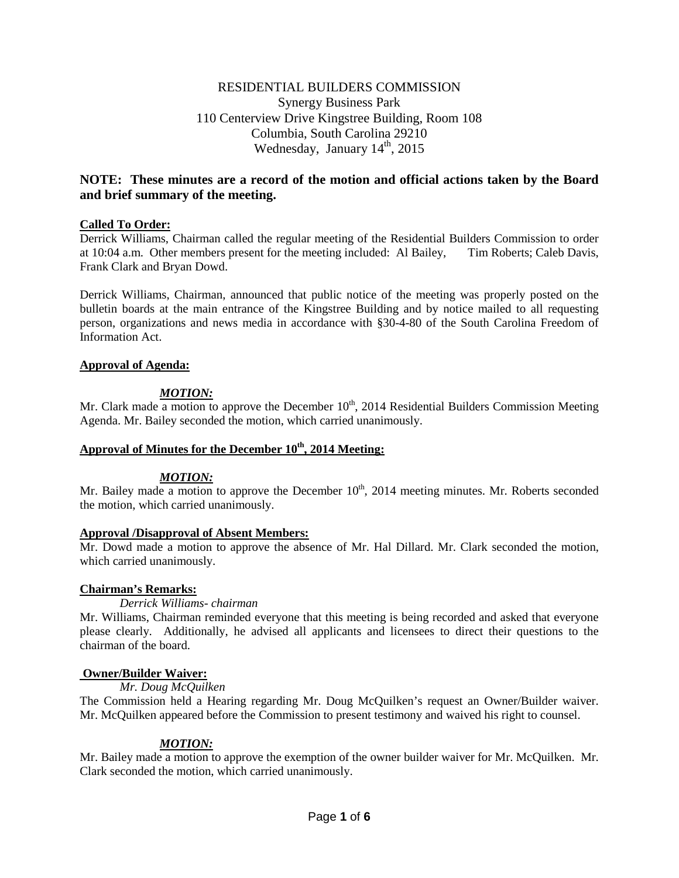RESIDENTIAL BUILDERS COMMISSION
Synergy Business Park
110 Centerview Drive Kingstree Building, Room 108
Columbia, South Carolina 29210
Wednesday, January 14th, 2015

**NOTE: These minutes are a record of the motion and official actions taken by the Board and brief summary of the meeting.**

**Called To Order:**

Derrick Williams, Chairman called the regular meeting of the Residential Builders Commission to order at 10:04 a.m. Other members present for the meeting included: Al Bailey, Tim Roberts; Caleb Davis, Frank Clark and Bryan Dowd.

Derrick Williams, Chairman, announced that public notice of the meeting was properly posted on the bulletin boards at the main entrance of the Kingstree Building and by notice mailed to all requesting person, organizations and news media in accordance with §30-4-80 of the South Carolina Freedom of Information Act.

**Approval of Agenda:**

***MOTION:***

Mr. Clark made a motion to approve the December 10th, 2014 Residential Builders Commission Meeting Agenda. Mr. Bailey seconded the motion, which carried unanimously.

**Approval of Minutes for the December 10th, 2014 Meeting:**

***MOTION:***

Mr. Bailey made a motion to approve the December 10th, 2014 meeting minutes. Mr. Roberts seconded the motion, which carried unanimously.

**Approval /Disapproval of Absent Members:**

Mr. Dowd made a motion to approve the absence of Mr. Hal Dillard. Mr. Clark seconded the motion, which carried unanimously.

**Chairman's Remarks:**

*Derrick Williams- chairman*

Mr. Williams, Chairman reminded everyone that this meeting is being recorded and asked that everyone please clearly. Additionally, he advised all applicants and licensees to direct their questions to the chairman of the board.

**Owner/Builder Waiver:**

*Mr. Doug McQuilken*

The Commission held a Hearing regarding Mr. Doug McQuilken's request an Owner/Builder waiver. Mr. McQuilken appeared before the Commission to present testimony and waived his right to counsel.

***MOTION:***

Mr. Bailey made a motion to approve the exemption of the owner builder waiver for Mr. McQuilken. Mr. Clark seconded the motion, which carried unanimously.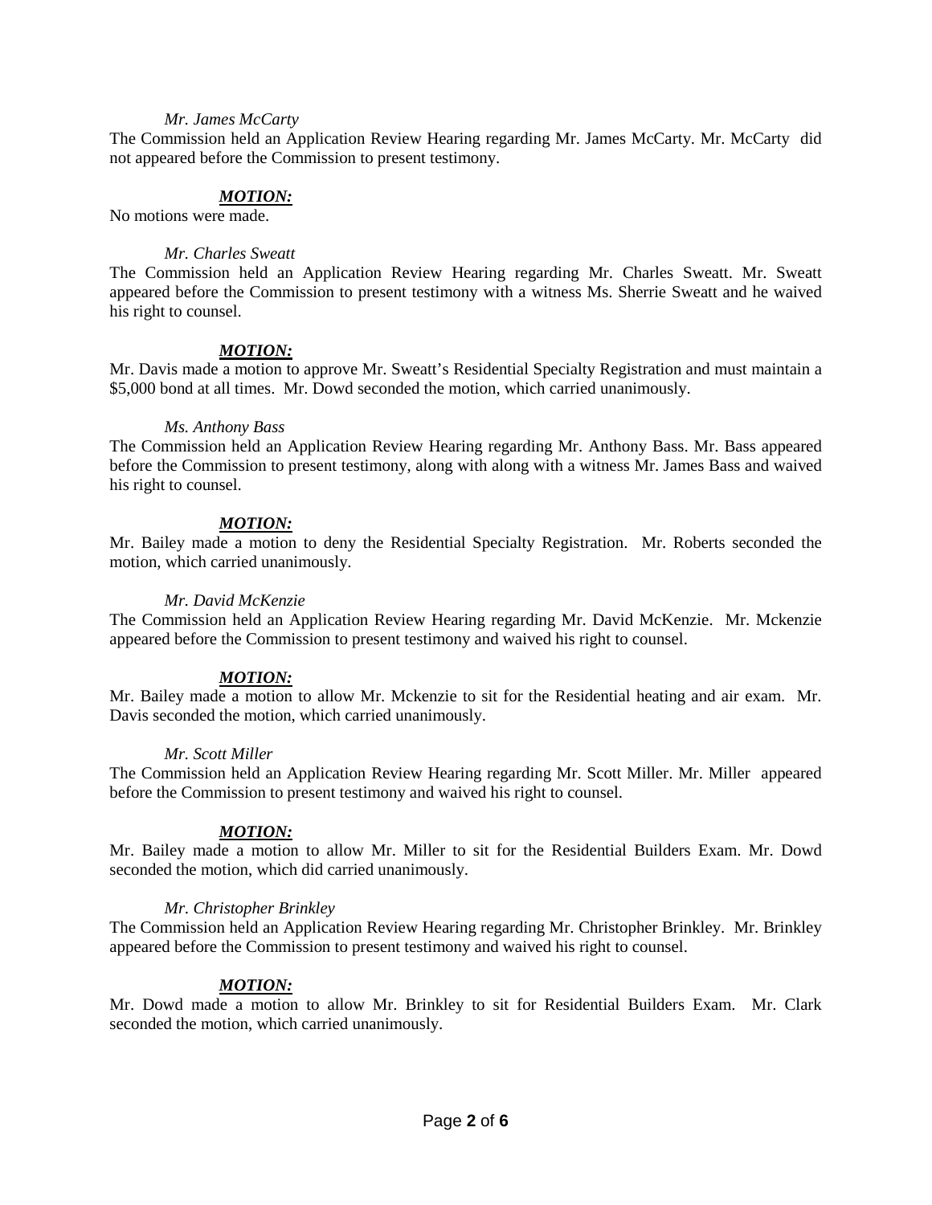*Mr. James McCarty*

The Commission held an Application Review Hearing regarding Mr. James McCarty. Mr. McCarty did not appeared before the Commission to present testimony.

***MOTION:***

No motions were made.

*Mr. Charles Sweatt*

The Commission held an Application Review Hearing regarding Mr. Charles Sweatt. Mr. Sweatt appeared before the Commission to present testimony with a witness Ms. Sherrie Sweatt and he waived his right to counsel.

***MOTION:***

Mr. Davis made a motion to approve Mr. Sweatt's Residential Specialty Registration and must maintain a $5,000 bond at all times. Mr. Dowd seconded the motion, which carried unanimously.

*Ms. Anthony Bass*

The Commission held an Application Review Hearing regarding Mr. Anthony Bass. Mr. Bass appeared before the Commission to present testimony, along with along with a witness Mr. James Bass and waived his right to counsel.

***MOTION:***

Mr. Bailey made a motion to deny the Residential Specialty Registration. Mr. Roberts seconded the motion, which carried unanimously.

*Mr. David McKenzie*

The Commission held an Application Review Hearing regarding Mr. David McKenzie. Mr. Mckenzie appeared before the Commission to present testimony and waived his right to counsel.

***MOTION:***

Mr. Bailey made a motion to allow Mr. Mckenzie to sit for the Residential heating and air exam. Mr. Davis seconded the motion, which carried unanimously.

*Mr. Scott Miller*

The Commission held an Application Review Hearing regarding Mr. Scott Miller. Mr. Miller appeared before the Commission to present testimony and waived his right to counsel.

***MOTION:***

Mr. Bailey made a motion to allow Mr. Miller to sit for the Residential Builders Exam. Mr. Dowd seconded the motion, which did carried unanimously.

*Mr. Christopher Brinkley*

The Commission held an Application Review Hearing regarding Mr. Christopher Brinkley. Mr. Brinkley appeared before the Commission to present testimony and waived his right to counsel.

***MOTION:***

Mr. Dowd made a motion to allow Mr. Brinkley to sit for Residential Builders Exam. Mr. Clark seconded the motion, which carried unanimously.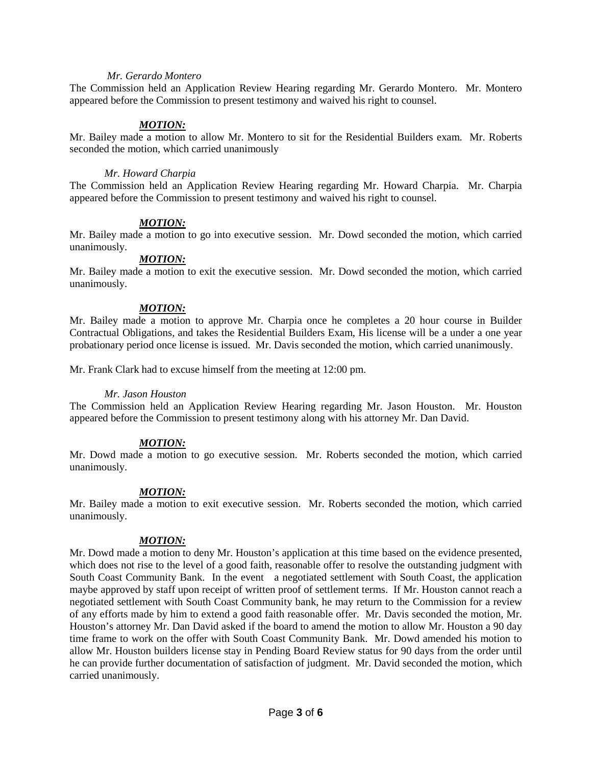*Mr. Gerardo Montero*

The Commission held an Application Review Hearing regarding Mr. Gerardo Montero. Mr. Montero appeared before the Commission to present testimony and waived his right to counsel.

***MOTION:***

Mr. Bailey made a motion to allow Mr. Montero to sit for the Residential Builders exam. Mr. Roberts seconded the motion, which carried unanimously

*Mr. Howard Charpia*

The Commission held an Application Review Hearing regarding Mr. Howard Charpia. Mr. Charpia appeared before the Commission to present testimony and waived his right to counsel.

***MOTION:***

Mr. Bailey made a motion to go into executive session. Mr. Dowd seconded the motion, which carried unanimously.

***MOTION:***

Mr. Bailey made a motion to exit the executive session. Mr. Dowd seconded the motion, which carried unanimously.

***MOTION:***

Mr. Bailey made a motion to approve Mr. Charpia once he completes a 20 hour course in Builder Contractual Obligations, and takes the Residential Builders Exam, His license will be a under a one year probationary period once license is issued. Mr. Davis seconded the motion, which carried unanimously.

Mr. Frank Clark had to excuse himself from the meeting at 12:00 pm.

*Mr. Jason Houston*

The Commission held an Application Review Hearing regarding Mr. Jason Houston. Mr. Houston appeared before the Commission to present testimony along with his attorney Mr. Dan David.

***MOTION:***

Mr. Dowd made a motion to go executive session. Mr. Roberts seconded the motion, which carried unanimously.

***MOTION:***

Mr. Bailey made a motion to exit executive session. Mr. Roberts seconded the motion, which carried unanimously.

***MOTION:***

Mr. Dowd made a motion to deny Mr. Houston's application at this time based on the evidence presented, which does not rise to the level of a good faith, reasonable offer to resolve the outstanding judgment with South Coast Community Bank. In the event a negotiated settlement with South Coast, the application maybe approved by staff upon receipt of written proof of settlement terms. If Mr. Houston cannot reach a negotiated settlement with South Coast Community bank, he may return to the Commission for a review of any efforts made by him to extend a good faith reasonable offer. Mr. Davis seconded the motion, Mr. Houston's attorney Mr. Dan David asked if the board to amend the motion to allow Mr. Houston a 90 day time frame to work on the offer with South Coast Community Bank. Mr. Dowd amended his motion to allow Mr. Houston builders license stay in Pending Board Review status for 90 days from the order until he can provide further documentation of satisfaction of judgment. Mr. David seconded the motion, which carried unanimously.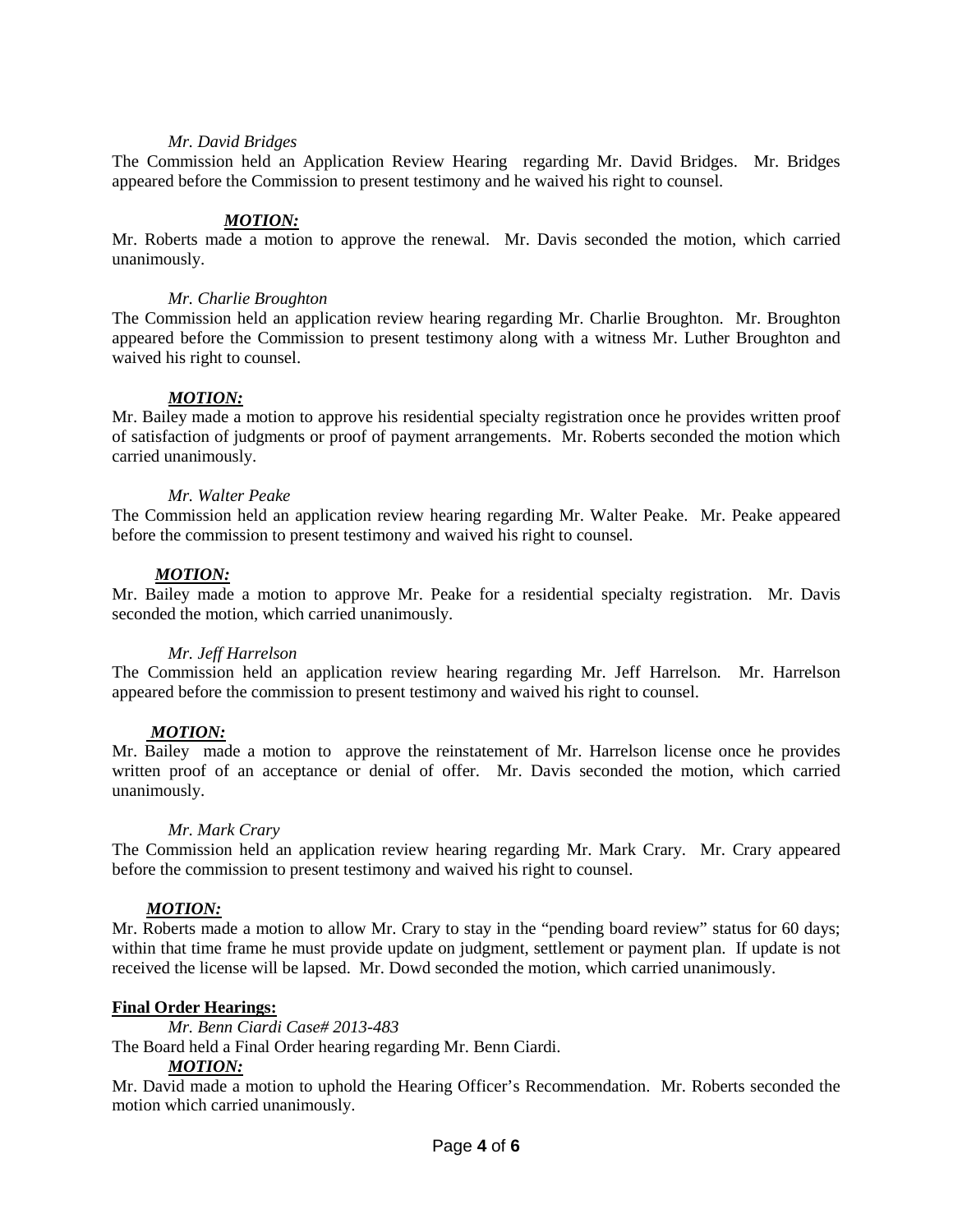*Mr. David Bridges*

The Commission held an Application Review Hearing regarding Mr. David Bridges. Mr. Bridges appeared before the Commission to present testimony and he waived his right to counsel.

***MOTION:***

Mr. Roberts made a motion to approve the renewal. Mr. Davis seconded the motion, which carried unanimously.

*Mr. Charlie Broughton*

The Commission held an application review hearing regarding Mr. Charlie Broughton. Mr. Broughton appeared before the Commission to present testimony along with a witness Mr. Luther Broughton and waived his right to counsel.

***MOTION:***

Mr. Bailey made a motion to approve his residential specialty registration once he provides written proof of satisfaction of judgments or proof of payment arrangements. Mr. Roberts seconded the motion which carried unanimously.

*Mr. Walter Peake*

The Commission held an application review hearing regarding Mr. Walter Peake. Mr. Peake appeared before the commission to present testimony and waived his right to counsel.

***MOTION:***

Mr. Bailey made a motion to approve Mr. Peake for a residential specialty registration. Mr. Davis seconded the motion, which carried unanimously.

*Mr. Jeff Harrelson*

The Commission held an application review hearing regarding Mr. Jeff Harrelson. Mr. Harrelson appeared before the commission to present testimony and waived his right to counsel.

***MOTION:***

Mr. Bailey made a motion to approve the reinstatement of Mr. Harrelson license once he provides written proof of an acceptance or denial of offer. Mr. Davis seconded the motion, which carried unanimously.

*Mr. Mark Crary*

The Commission held an application review hearing regarding Mr. Mark Crary. Mr. Crary appeared before the commission to present testimony and waived his right to counsel.

***MOTION:***

Mr. Roberts made a motion to allow Mr. Crary to stay in the "pending board review" status for 60 days; within that time frame he must provide update on judgment, settlement or payment plan. If update is not received the license will be lapsed. Mr. Dowd seconded the motion, which carried unanimously.

**Final Order Hearings:**

*Mr. Benn Ciardi Case# 2013-483*

The Board held a Final Order hearing regarding Mr. Benn Ciardi.

***MOTION:***

Mr. David made a motion to uphold the Hearing Officer's Recommendation. Mr. Roberts seconded the motion which carried unanimously.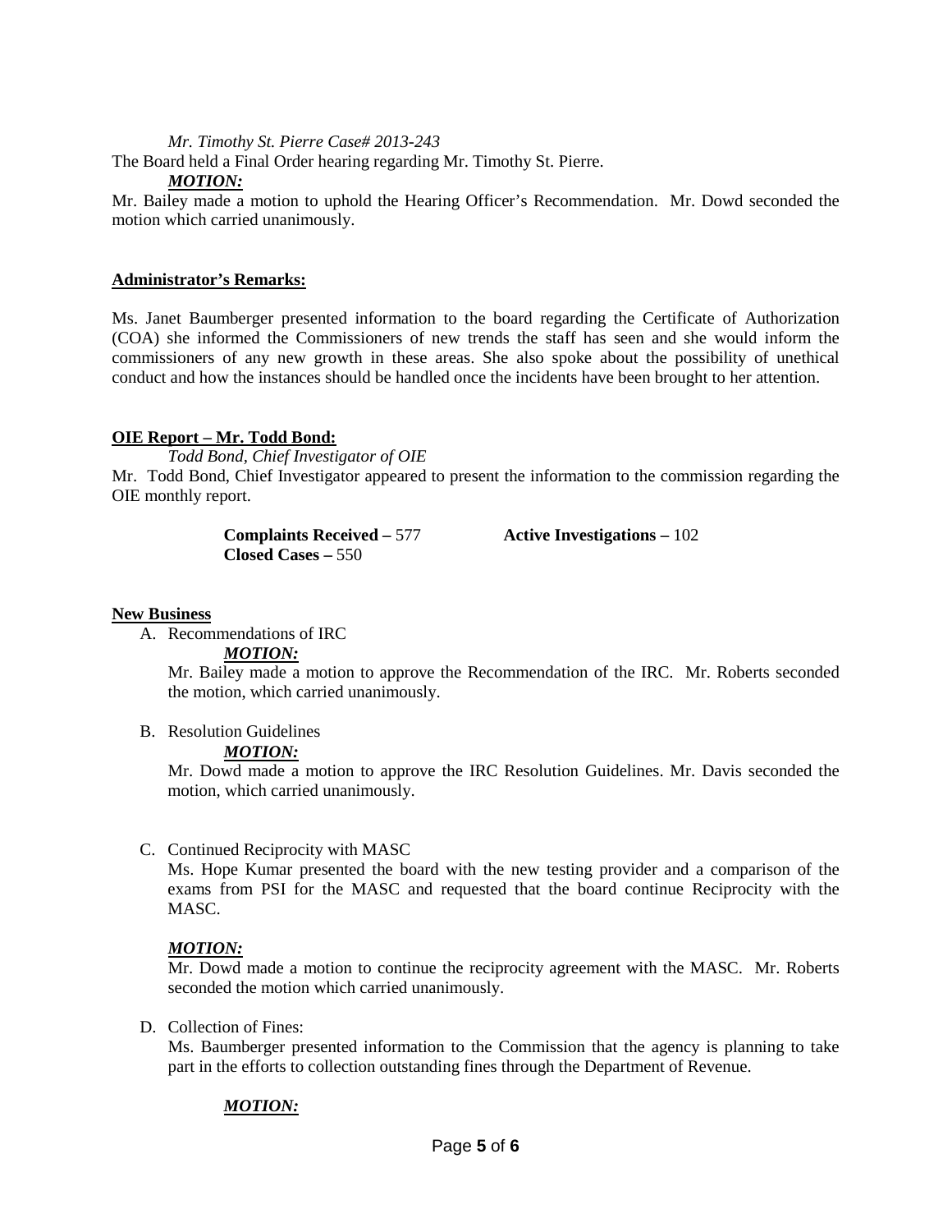*Mr. Timothy St. Pierre Case# 2013-243*

The Board held a Final Order hearing regarding Mr. Timothy St. Pierre.

***MOTION:***

Mr. Bailey made a motion to uphold the Hearing Officer's Recommendation. Mr. Dowd seconded the motion which carried unanimously.

**Administrator's Remarks:**

Ms. Janet Baumberger presented information to the board regarding the Certificate of Authorization (COA) she informed the Commissioners of new trends the staff has seen and she would inform the commissioners of any new growth in these areas. She also spoke about the possibility of unethical conduct and how the instances should be handled once the incidents have been brought to her attention.

**OIE Report – Mr. Todd Bond:**

*Todd Bond, Chief Investigator of OIE*

Mr. Todd Bond, Chief Investigator appeared to present the information to the commission regarding the OIE monthly report.

**Complaints Received –** 577 **Active Investigations –** 102
**Closed Cases –** 550

**New Business**

A. Recommendations of IRC

***MOTION:***

Mr. Bailey made a motion to approve the Recommendation of the IRC. Mr. Roberts seconded the motion, which carried unanimously.

B. Resolution Guidelines

***MOTION:***

Mr. Dowd made a motion to approve the IRC Resolution Guidelines. Mr. Davis seconded the motion, which carried unanimously.

C. Continued Reciprocity with MASC

Ms. Hope Kumar presented the board with the new testing provider and a comparison of the exams from PSI for the MASC and requested that the board continue Reciprocity with the MASC.

***MOTION:***

Mr. Dowd made a motion to continue the reciprocity agreement with the MASC. Mr. Roberts seconded the motion which carried unanimously.

D. Collection of Fines:

Ms. Baumberger presented information to the Commission that the agency is planning to take part in the efforts to collection outstanding fines through the Department of Revenue.

***MOTION:***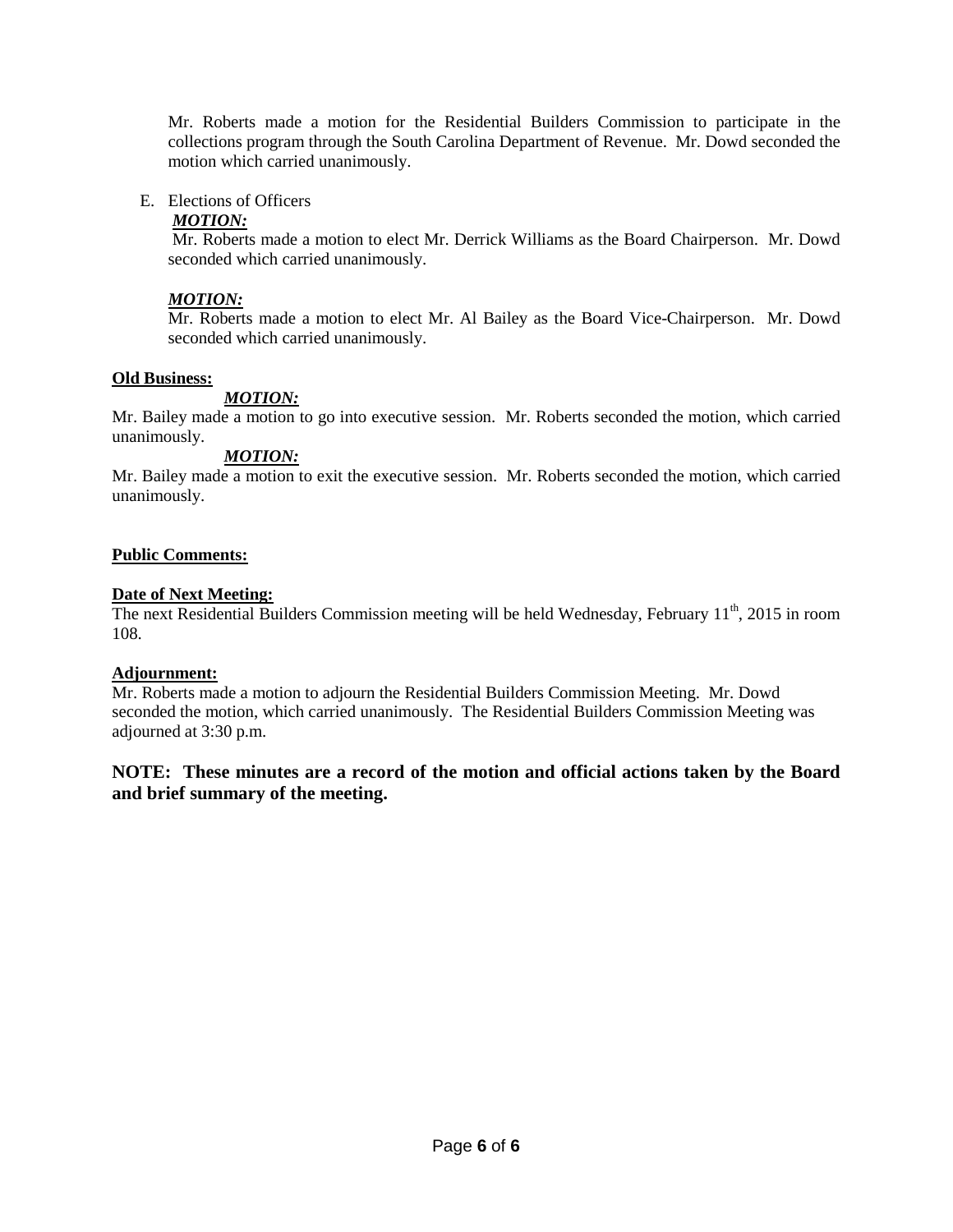Mr. Roberts made a motion for the Residential Builders Commission to participate in the collections program through the South Carolina Department of Revenue. Mr. Dowd seconded the motion which carried unanimously.

E. Elections of Officers

***MOTION:***

Mr. Roberts made a motion to elect Mr. Derrick Williams as the Board Chairperson. Mr. Dowd seconded which carried unanimously.

***MOTION:***

Mr. Roberts made a motion to elect Mr. Al Bailey as the Board Vice-Chairperson. Mr. Dowd seconded which carried unanimously.

**Old Business:**

***MOTION:***

Mr. Bailey made a motion to go into executive session. Mr. Roberts seconded the motion, which carried unanimously.

***MOTION:***

Mr. Bailey made a motion to exit the executive session. Mr. Roberts seconded the motion, which carried unanimously.

**Public Comments:**

**Date of Next Meeting:**

The next Residential Builders Commission meeting will be held Wednesday, February 11th, 2015 in room 108.

**Adjournment:**

Mr. Roberts made a motion to adjourn the Residential Builders Commission Meeting. Mr. Dowd seconded the motion, which carried unanimously. The Residential Builders Commission Meeting was adjourned at 3:30 p.m.

**NOTE: These minutes are a record of the motion and official actions taken by the Board and brief summary of the meeting.**